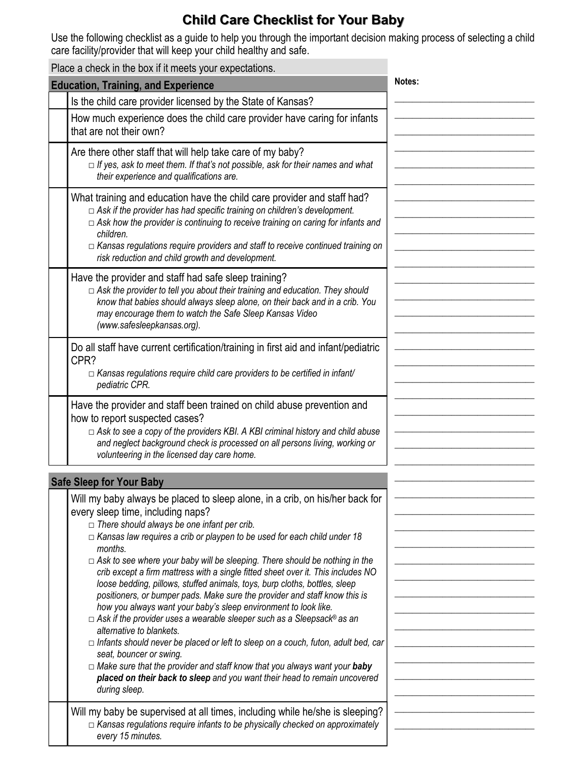# Child Care Checklist for Your Baby

Use the following checklist as a guide to help you through the important decision making process of selecting a child care facility/provider that will keep your child healthy and safe.

Place a check in the box if it meets your expectations.

**Notes:**

## Education, Training, and Experience

- ☐ Is the child care provider licensed by the State of Kansas?
- ☐ How much experience does the child care provider have caring for infants that are not their own?
- ☐ Are there other staff that will help take care of my baby?
  - □ *If yes, ask to meet them. If that's not possible, ask for their names and what their experience and qualifications are.*
- ☐ What training and education have the child care provider and staff had?
  - □ *Ask if the provider has had specific training on children's development.*
  - □ *Ask how the provider is continuing to receive training on caring for infants and children.*
  - □ *Kansas regulations require providers and staff to receive continued training on risk reduction and child growth and development.*
- ☐ Have the provider and staff had safe sleep training?
  - □ *Ask the provider to tell you about their training and education. They should know that babies should always sleep alone, on their back and in a crib. You may encourage them to watch the Safe Sleep Kansas Video (www.safesleepkansas.org).*
- ☐ Do all staff have current certification/training in first aid and infant/pediatric CPR?
  - □ *Kansas regulations require child care providers to be certified in infant/ pediatric CPR.*
- ☐ Have the provider and staff been trained on child abuse prevention and how to report suspected cases?
  - □ *Ask to see a copy of the providers KBI. A KBI criminal history and child abuse and neglect background check is processed on all persons living, working or volunteering in the licensed day care home.*

## Safe Sleep for Your Baby

- ☐ Will my baby always be placed to sleep alone, in a crib, on his/her back for every sleep time, including naps?
  - □ *There should always be one infant per crib.*
  - □ *Kansas law requires a crib or playpen to be used for each child under 18 months.*
  - □ *Ask to see where your baby will be sleeping. There should be nothing in the crib except a firm mattress with a single fitted sheet over it. This includes NO loose bedding, pillows, stuffed animals, toys, burp cloths, bottles, sleep positioners, or bumper pads. Make sure the provider and staff know this is how you always want your baby's sleep environment to look like.*
  - □ *Ask if the provider uses a wearable sleeper such as a Sleepsack® as an alternative to blankets.*
  - □ *Infants should never be placed or left to sleep on a couch, futon, adult bed, car seat, bouncer or swing.*
  - □ *Make sure that the provider and staff know that you always want your **baby placed on their back to sleep** and you want their head to remain uncovered during sleep.*
- ☐ Will my baby be supervised at all times, including while he/she is sleeping?
  - □ *Kansas regulations require infants to be physically checked on approximately every 15 minutes.*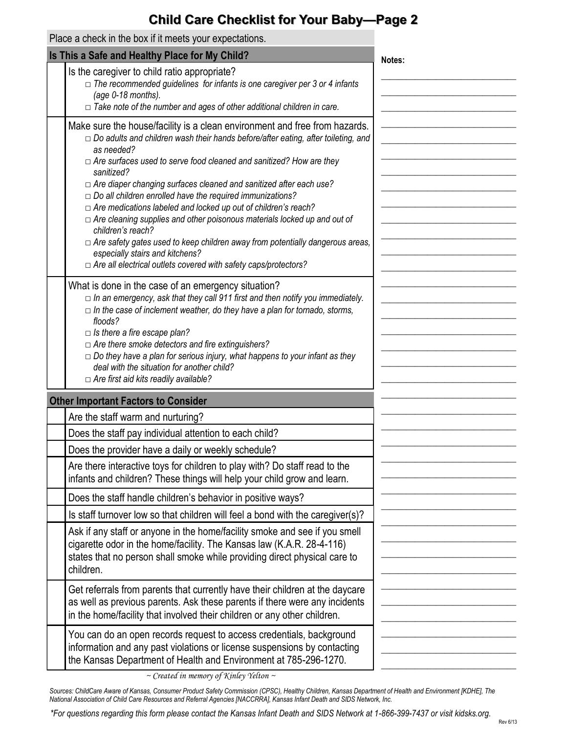# Child Care Checklist for Your Baby—Page 2

Place a check in the box if it meets your expectations.

## Is This a Safe and Healthy Place for My Child?

| | | Notes: |
|---|---|---|
| | Is the caregiver to child ratio appropriate?<br>□ *The recommended guidelines for infants is one caregiver per 3 or 4 infants (age 0-18 months).*<br>□ *Take note of the number and ages of other additional children in care.* | |
| | Make sure the house/facility is a clean environment and free from hazards.<br>□ *Do adults and children wash their hands before/after eating, after toileting, and as needed?*<br>□ *Are surfaces used to serve food cleaned and sanitized? How are they sanitized?*<br>□ *Are diaper changing surfaces cleaned and sanitized after each use?*<br>□ *Do all children enrolled have the required immunizations?*<br>□ *Are medications labeled and locked up out of children's reach?*<br>□ *Are cleaning supplies and other poisonous materials locked up and out of children's reach?*<br>□ *Are safety gates used to keep children away from potentially dangerous areas, especially stairs and kitchens?*<br>□ *Are all electrical outlets covered with safety caps/protectors?* | |
| | What is done in the case of an emergency situation?<br>□ *In an emergency, ask that they call 911 first and then notify you immediately.*<br>□ *In the case of inclement weather, do they have a plan for tornado, storms, floods?*<br>□ *Is there a fire escape plan?*<br>□ *Are there smoke detectors and fire extinguishers?*<br>□ *Do they have a plan for serious injury, what happens to your infant as they deal with the situation for another child?*<br>□ *Are first aid kits readily available?* | |

## Other Important Factors to Consider

| | | |
|---|---|---|
| | Are the staff warm and nurturing? | |
| | Does the staff pay individual attention to each child? | |
| | Does the provider have a daily or weekly schedule? | |
| | Are there interactive toys for children to play with? Do staff read to the infants and children? These things will help your child grow and learn. | |
| | Does the staff handle children's behavior in positive ways? | |
| | Is staff turnover low so that children will feel a bond with the caregiver(s)? | |
| | Ask if any staff or anyone in the home/facility smoke and see if you smell cigarette odor in the home/facility. The Kansas law (K.A.R. 28-4-116) states that no person shall smoke while providing direct physical care to children. | |
| | Get referrals from parents that currently have their children at the daycare as well as previous parents. Ask these parents if there were any incidents in the home/facility that involved their children or any other children. | |
| | You can do an open records request to access credentials, background information and any past violations or license suspensions by contacting the Kansas Department of Health and Environment at 785-296-1270. | |

*~ Created in memory of Kinley Yelton ~*

*Sources: ChildCare Aware of Kansas, Consumer Product Safety Commission (CPSC), Healthy Children, Kansas Department of Health and Environment [KDHE], The National Association of Child Care Resources and Referral Agencies [NACCRRA], Kansas Infant Death and SIDS Network, Inc.*

*\*For questions regarding this form please contact the Kansas Infant Death and SIDS Network at 1-866-399-7437 or visit kidsks.org.*

Rev 6/13